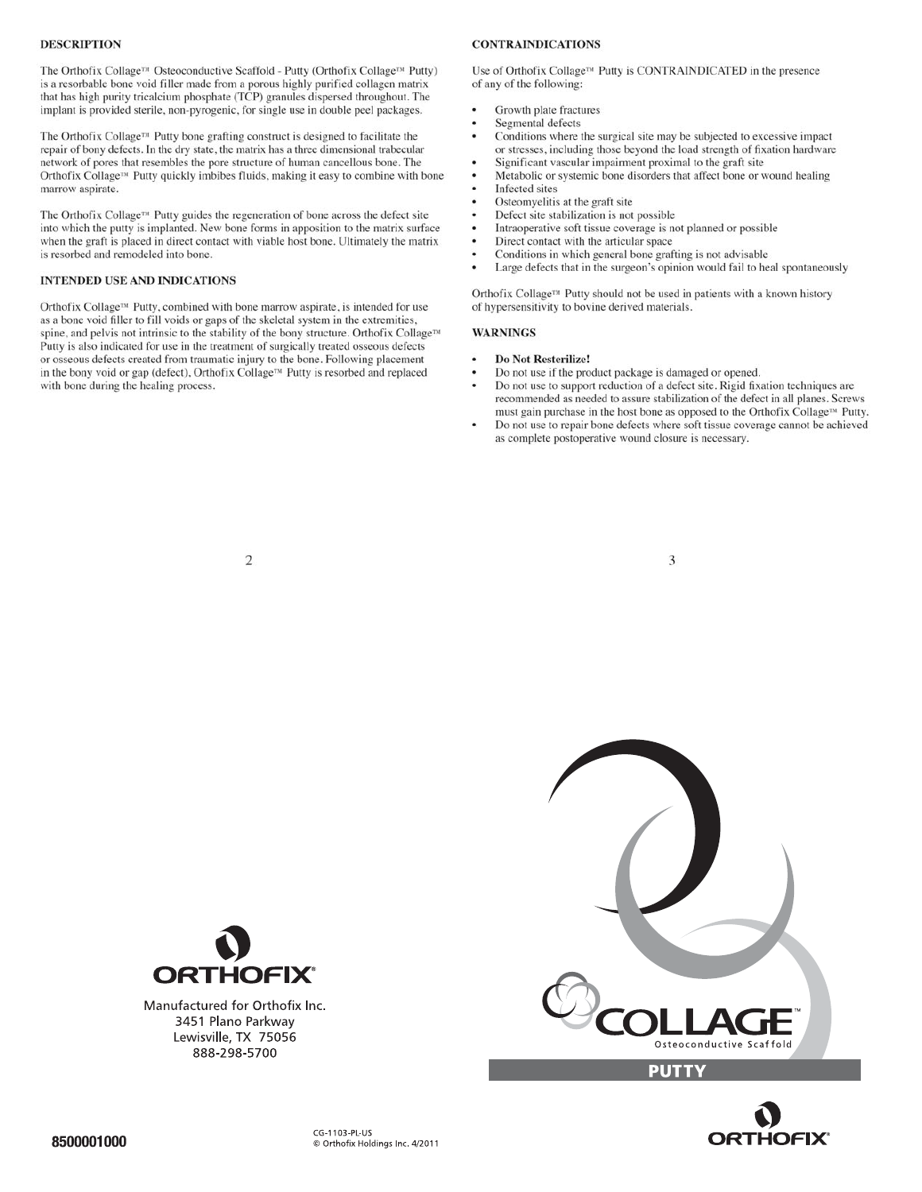## DESCRIPTION

The Orthofix Collage™ Osteoconductive Scaffold - Putty (Orthofix Collage™ Putty) is a resorbable bone void filler made from a porous highly purified collagen matrix that has high purity tricalcium phosphate (TCP) granules dispersed throughout. The implant is provided sterile, non-pyrogenic, for single use in double peel packages.

The Orthofix Collage™ Putty bone grafting construct is designed to facilitate the repair of bony defects. In the dry state, the matrix has a three dimensional trabecular network of pores that resembles the pore structure of human cancellous bone. The Orthofix Collage™ Putty quickly imbibes fluids, making it easy to combine with bone marrow aspirate.

The Orthofix Collage™ Putty guides the regeneration of bone across the defect site into which the putty is implanted. New bone forms in apposition to the matrix surface when the graft is placed in direct contact with viable host bone. Ultimately the matrix is resorbed and remodeled into bone.

## INTENDED USE AND INDICATIONS

Orthofix Collage™ Putty, combined with bone marrow aspirate, is intended for use as a bone void filler to fill voids or gaps of the skeletal system in the extremities, spine, and pelvis not intrinsic to the stability of the bony structure. Orthofix Collage™ Putty is also indicated for use in the treatment of surgically treated osseous defects or osseous defects created from traumatic injury to the bone. Following placement in the bony void or gap (defect), Orthofix Collage™ Putty is resorbed and replaced with bone during the healing process.

## CONTRAINDICATIONS

Use of Orthofix Collage™ Putty is CONTRAINDICATED in the presence of any of the following:

- Growth plate fractures
- Segmental defects
- Conditions where the surgical site may be subjected to excessive impact or stresses, including those beyond the load strength of fixation hardware
- Significant vascular impairment proximal to the graft site
- Metabolic or systemic bone disorders that affect bone or wound healing
- Infected sites
- Osteomyelitis at the graft site
- Defect site stabilization is not possible
- Intraoperative soft tissue coverage is not planned or possible
- Direct contact with the articular space
- Conditions in which general bone grafting is not advisable
- Large defects that in the surgeon's opinion would fail to heal spontaneously

Orthofix Collage™ Putty should not be used in patients with a known history of hypersensitivity to bovine derived materials.

## WARNINGS

- **Do Not Resterilize!**
- Do not use if the product package is damaged or opened.
- Do not use to support reduction of a defect site. Rigid fixation techniques are recommended as needed to assure stabilization of the defect in all planes. Screws must gain purchase in the host bone as opposed to the Orthofix Collage™ Putty.
- Do not use to repair bone defects where soft tissue coverage cannot be achieved as complete postoperative wound closure is necessary.

ORTHOFIX®

Manufactured for Orthofix Inc.
3451 Plano Parkway
Lewisville, TX 75056
888-298-5700

COLLAGE™
Osteoconductive Scaffold

**PUTTY**

ORTHOFIX®

8500001000

CG-1103-PL-US
© Orthofix Holdings Inc. 4/2011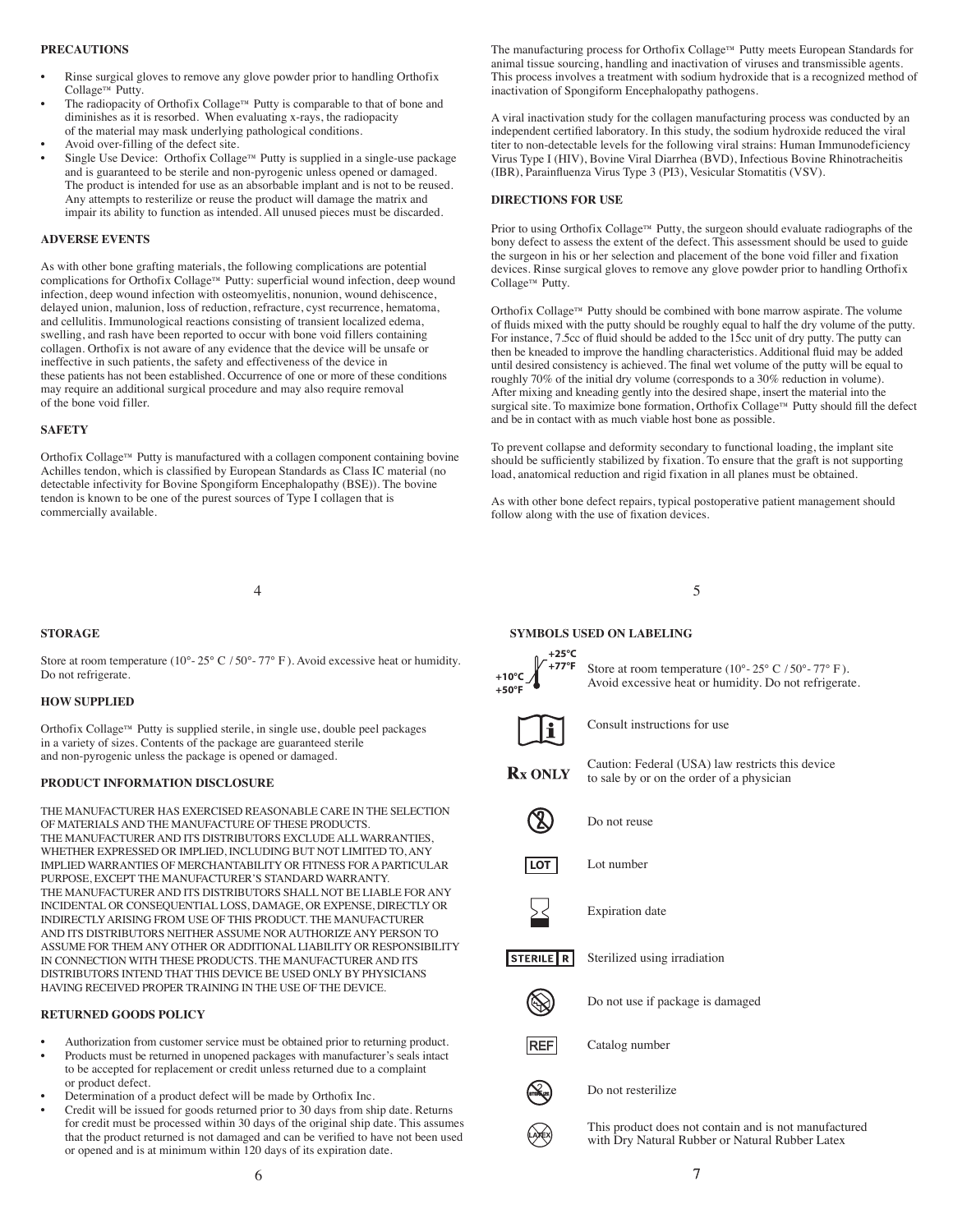## PRECAUTIONS

- Rinse surgical gloves to remove any glove powder prior to handling Orthofix Collage™ Putty.
- The radiopacity of Orthofix Collage™ Putty is comparable to that of bone and diminishes as it is resorbed. When evaluating x-rays, the radiopacity of the material may mask underlying pathological conditions.
- Avoid over-filling of the defect site.
- Single Use Device: Orthofix Collage™ Putty is supplied in a single-use package and is guaranteed to be sterile and non-pyrogenic unless opened or damaged. The product is intended for use as an absorbable implant and is not to be reused. Any attempts to resterilize or reuse the product will damage the matrix and impair its ability to function as intended. All unused pieces must be discarded.

## ADVERSE EVENTS

As with other bone grafting materials, the following complications are potential complications for Orthofix Collage™ Putty: superficial wound infection, deep wound infection, deep wound infection with osteomyelitis, nonunion, wound dehiscence, delayed union, malunion, loss of reduction, refracture, cyst recurrence, hematoma, and cellulitis. Immunological reactions consisting of transient localized edema, swelling, and rash have been reported to occur with bone void fillers containing collagen. Orthofix is not aware of any evidence that the device will be unsafe or ineffective in such patients, the safety and effectiveness of the device in these patients has not been established. Occurrence of one or more of these conditions may require an additional surgical procedure and may also require removal of the bone void filler.

## SAFETY

Orthofix Collage™ Putty is manufactured with a collagen component containing bovine Achilles tendon, which is classified by European Standards as Class IC material (no detectable infectivity for Bovine Spongiform Encephalopathy (BSE)). The bovine tendon is known to be one of the purest sources of Type I collagen that is commercially available.

The manufacturing process for Orthofix Collage™ Putty meets European Standards for animal tissue sourcing, handling and inactivation of viruses and transmissible agents. This process involves a treatment with sodium hydroxide that is a recognized method of inactivation of Spongiform Encephalopathy pathogens.

A viral inactivation study for the collagen manufacturing process was conducted by an independent certified laboratory. In this study, the sodium hydroxide reduced the viral titer to non-detectable levels for the following viral strains: Human Immunodeficiency Virus Type I (HIV), Bovine Viral Diarrhea (BVD), Infectious Bovine Rhinotracheitis (IBR), Parainfluenza Virus Type 3 (PI3), Vesicular Stomatitis (VSV).

## DIRECTIONS FOR USE

Prior to using Orthofix Collage™ Putty, the surgeon should evaluate radiographs of the bony defect to assess the extent of the defect. This assessment should be used to guide the surgeon in his or her selection and placement of the bone void filler and fixation devices. Rinse surgical gloves to remove any glove powder prior to handling Orthofix Collage™ Putty.

Orthofix Collage™ Putty should be combined with bone marrow aspirate. The volume of fluids mixed with the putty should be roughly equal to half the dry volume of the putty. For instance, 7.5cc of fluid should be added to the 15cc unit of dry putty. The putty can then be kneaded to improve the handling characteristics. Additional fluid may be added until desired consistency is achieved. The final wet volume of the putty will be equal to roughly 70% of the initial dry volume (corresponds to a 30% reduction in volume). After mixing and kneading gently into the desired shape, insert the material into the surgical site. To maximize bone formation, Orthofix Collage™ Putty should fill the defect and be in contact with as much viable host bone as possible.

To prevent collapse and deformity secondary to functional loading, the implant site should be sufficiently stabilized by fixation. To ensure that the graft is not supporting load, anatomical reduction and rigid fixation in all planes must be obtained.

As with other bone defect repairs, typical postoperative patient management should follow along with the use of fixation devices.

## STORAGE

Store at room temperature (10°- 25° C / 50°- 77° F). Avoid excessive heat or humidity. Do not refrigerate.

## HOW SUPPLIED

Orthofix Collage™ Putty is supplied sterile, in single use, double peel packages in a variety of sizes. Contents of the package are guaranteed sterile and non-pyrogenic unless the package is opened or damaged.

## PRODUCT INFORMATION DISCLOSURE

THE MANUFACTURER HAS EXERCISED REASONABLE CARE IN THE SELECTION OF MATERIALS AND THE MANUFACTURE OF THESE PRODUCTS. THE MANUFACTURER AND ITS DISTRIBUTORS EXCLUDE ALL WARRANTIES, WHETHER EXPRESSED OR IMPLIED, INCLUDING BUT NOT LIMITED TO, ANY IMPLIED WARRANTIES OF MERCHANTABILITY OR FITNESS FOR A PARTICULAR PURPOSE, EXCEPT THE MANUFACTURER'S STANDARD WARRANTY. THE MANUFACTURER AND ITS DISTRIBUTORS SHALL NOT BE LIABLE FOR ANY INCIDENTAL OR CONSEQUENTIAL LOSS, DAMAGE, OR EXPENSE, DIRECTLY OR INDIRECTLY ARISING FROM USE OF THIS PRODUCT. THE MANUFACTURER AND ITS DISTRIBUTORS NEITHER ASSUME NOR AUTHORIZE ANY PERSON TO ASSUME FOR THEM ANY OTHER OR ADDITIONAL LIABILITY OR RESPONSIBILITY IN CONNECTION WITH THESE PRODUCTS. THE MANUFACTURER AND ITS DISTRIBUTORS INTEND THAT THIS DEVICE BE USED ONLY BY PHYSICIANS HAVING RECEIVED PROPER TRAINING IN THE USE OF THE DEVICE.

## RETURNED GOODS POLICY

- Authorization from customer service must be obtained prior to returning product.
- Products must be returned in unopened packages with manufacturer's seals intact to be accepted for replacement or credit unless returned due to a complaint or product defect.
- Determination of a product defect will be made by Orthofix Inc.
- Credit will be issued for goods returned prior to 30 days from ship date. Returns for credit must be processed within 30 days of the original ship date. This assumes that the product returned is not damaged and can be verified to have not been used or opened and is at minimum within 120 days of its expiration date.

## SYMBOLS USED ON LABELING

| | |
|---|---|
| +10°C +50°F / +25°C +77°F | Store at room temperature (10°- 25° C / 50°- 77° F). Avoid excessive heat or humidity. Do not refrigerate. |
| i | Consult instructions for use |
| Rx ONLY | Caution: Federal (USA) law restricts this device to sale by or on the order of a physician |
| 2 | Do not reuse |
| LOT | Lot number |
| | Expiration date |
| STERILE R | Sterilized using irradiation |
| | Do not use if package is damaged |
| REF | Catalog number |
| STERILIZE | Do not resterilize |
| LATEX | This product does not contain and is not manufactured with Dry Natural Rubber or Natural Rubber Latex |